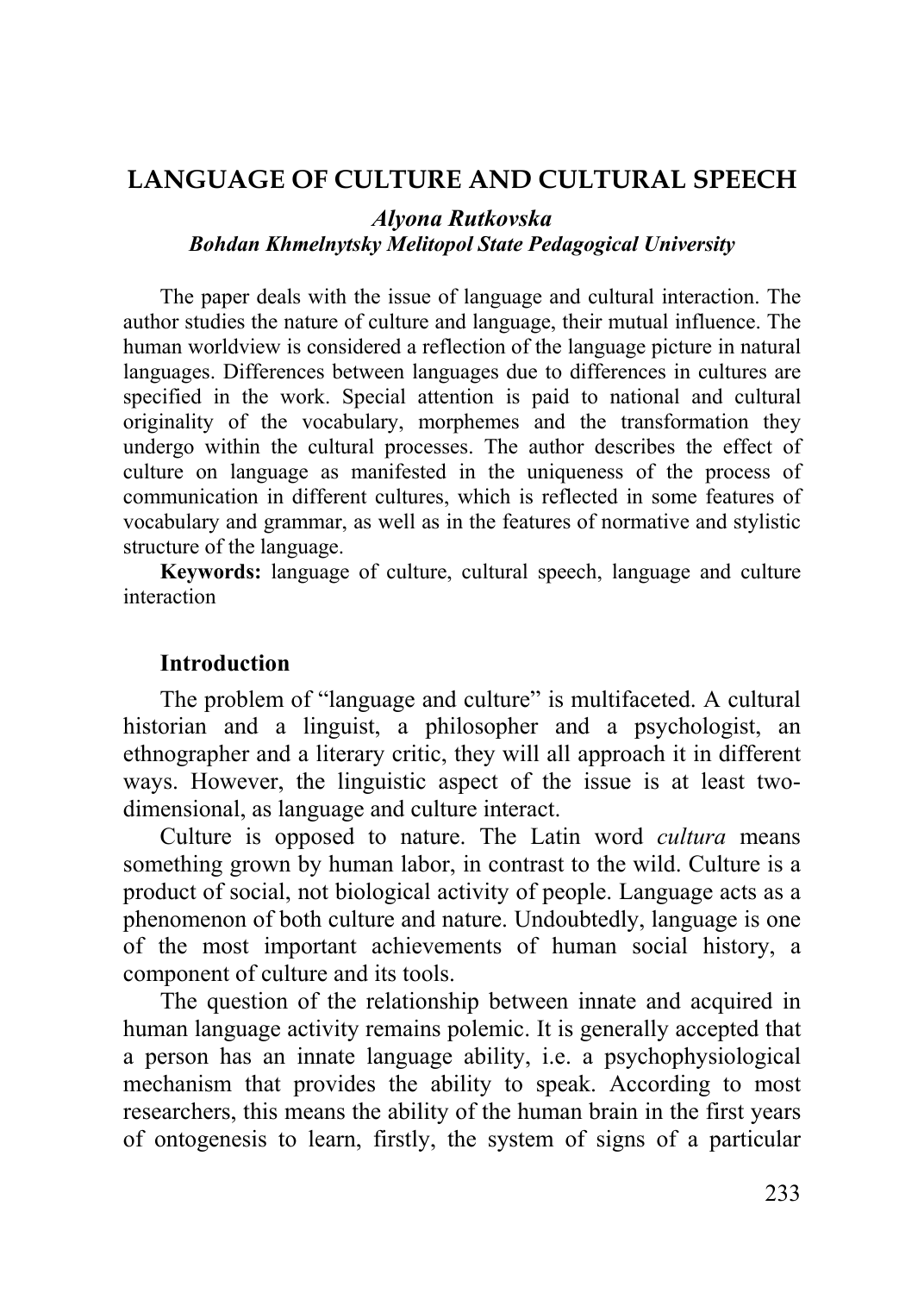# LANGUAGE OF CULTURE AND CULTURAL SPEECH

***Alyona Rutkovska***
***Bohdan Khmelnytsky Melitopol State Pedagogical University***

The paper deals with the issue of language and cultural interaction. The author studies the nature of culture and language, their mutual influence. The human worldview is considered a reflection of the language picture in natural languages. Differences between languages due to differences in cultures are specified in the work. Special attention is paid to national and cultural originality of the vocabulary, morphemes and the transformation they undergo within the cultural processes. The author describes the effect of culture on language as manifested in the uniqueness of the process of communication in different cultures, which is reflected in some features of vocabulary and grammar, as well as in the features of normative and stylistic structure of the language.

**Keywords:** language of culture, cultural speech, language and culture interaction

## Introduction

The problem of "language and culture" is multifaceted. A cultural historian and a linguist, a philosopher and a psychologist, an ethnographer and a literary critic, they will all approach it in different ways. However, the linguistic aspect of the issue is at least two-dimensional, as language and culture interact.

Culture is opposed to nature. The Latin word *cultura* means something grown by human labor, in contrast to the wild. Culture is a product of social, not biological activity of people. Language acts as a phenomenon of both culture and nature. Undoubtedly, language is one of the most important achievements of human social history, a component of culture and its tools.

The question of the relationship between innate and acquired in human language activity remains polemic. It is generally accepted that a person has an innate language ability, i.e. a psychophysiological mechanism that provides the ability to speak. According to most researchers, this means the ability of the human brain in the first years of ontogenesis to learn, firstly, the system of signs of a particular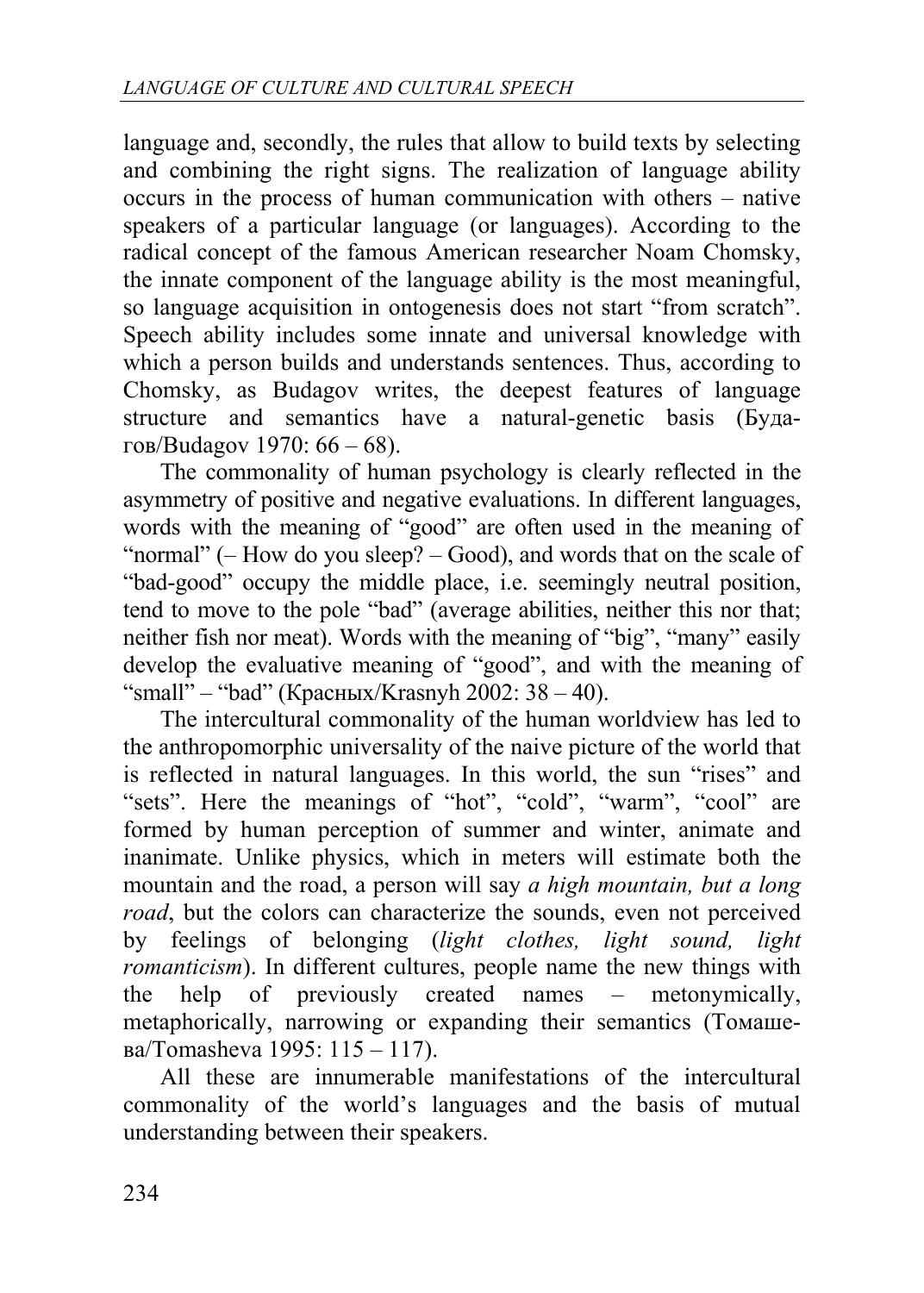language and, secondly, the rules that allow to build texts by selecting and combining the right signs. The realization of language ability occurs in the process of human communication with others – native speakers of a particular language (or languages). According to the radical concept of the famous American researcher Noam Chomsky, the innate component of the language ability is the most meaningful, so language acquisition in ontogenesis does not start "from scratch". Speech ability includes some innate and universal knowledge with which a person builds and understands sentences. Thus, according to Chomsky, as Budagov writes, the deepest features of language structure and semantics have a natural-genetic basis (Будагов/Budagov 1970: 66 – 68).

The commonality of human psychology is clearly reflected in the asymmetry of positive and negative evaluations. In different languages, words with the meaning of "good" are often used in the meaning of "normal" (– How do you sleep? – Good), and words that on the scale of "bad-good" occupy the middle place, i.e. seemingly neutral position, tend to move to the pole "bad" (average abilities, neither this nor that; neither fish nor meat). Words with the meaning of "big", "many" easily develop the evaluative meaning of "good", and with the meaning of "small" – "bad" (Красных/Krasnyh 2002: 38 – 40).

The intercultural commonality of the human worldview has led to the anthropomorphic universality of the naive picture of the world that is reflected in natural languages. In this world, the sun "rises" and "sets". Here the meanings of "hot", "cold", "warm", "cool" are formed by human perception of summer and winter, animate and inanimate. Unlike physics, which in meters will estimate both the mountain and the road, a person will say *a high mountain, but a long road*, but the colors can characterize the sounds, even not perceived by feelings of belonging (*light clothes, light sound, light romanticism*). In different cultures, people name the new things with the help of previously created names – metonymically, metaphorically, narrowing or expanding their semantics (Томашева/Tomasheva 1995: 115 – 117).

All these are innumerable manifestations of the intercultural commonality of the world's languages and the basis of mutual understanding between their speakers.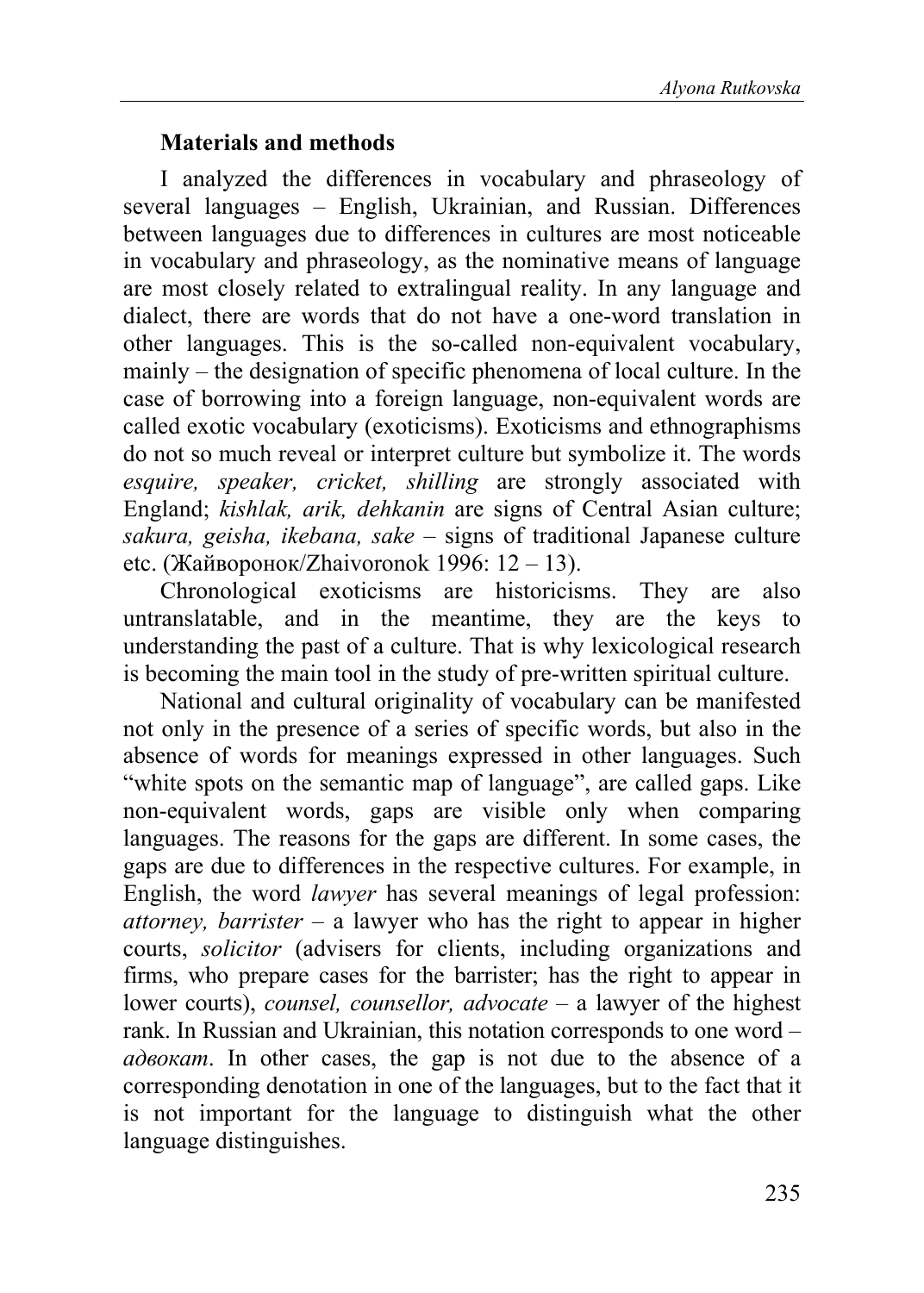## Materials and methods

I analyzed the differences in vocabulary and phraseology of several languages – English, Ukrainian, and Russian. Differences between languages due to differences in cultures are most noticeable in vocabulary and phraseology, as the nominative means of language are most closely related to extralingual reality. In any language and dialect, there are words that do not have a one-word translation in other languages. This is the so-called non-equivalent vocabulary, mainly – the designation of specific phenomena of local culture. In the case of borrowing into a foreign language, non-equivalent words are called exotic vocabulary (exoticisms). Exoticisms and ethnographisms do not so much reveal or interpret culture but symbolize it. The words *esquire, speaker, cricket, shilling* are strongly associated with England; *kishlak, arik, dehkanin* are signs of Central Asian culture; *sakura, geisha, ikebana, sake* – signs of traditional Japanese culture etc. (Жайворонок/Zhaivoronok 1996: 12 – 13).

Chronological exoticisms are historicisms. They are also untranslatable, and in the meantime, they are the keys to understanding the past of a culture. That is why lexicological research is becoming the main tool in the study of pre-written spiritual culture.

National and cultural originality of vocabulary can be manifested not only in the presence of a series of specific words, but also in the absence of words for meanings expressed in other languages. Such "white spots on the semantic map of language", are called gaps. Like non-equivalent words, gaps are visible only when comparing languages. The reasons for the gaps are different. In some cases, the gaps are due to differences in the respective cultures. For example, in English, the word *lawyer* has several meanings of legal profession: *attorney, barrister* – a lawyer who has the right to appear in higher courts, *solicitor* (advisers for clients, including organizations and firms, who prepare cases for the barrister; has the right to appear in lower courts), *counsel, counsellor, advocate* – a lawyer of the highest rank. In Russian and Ukrainian, this notation corresponds to one word – *адвокат*. In other cases, the gap is not due to the absence of a corresponding denotation in one of the languages, but to the fact that it is not important for the language to distinguish what the other language distinguishes.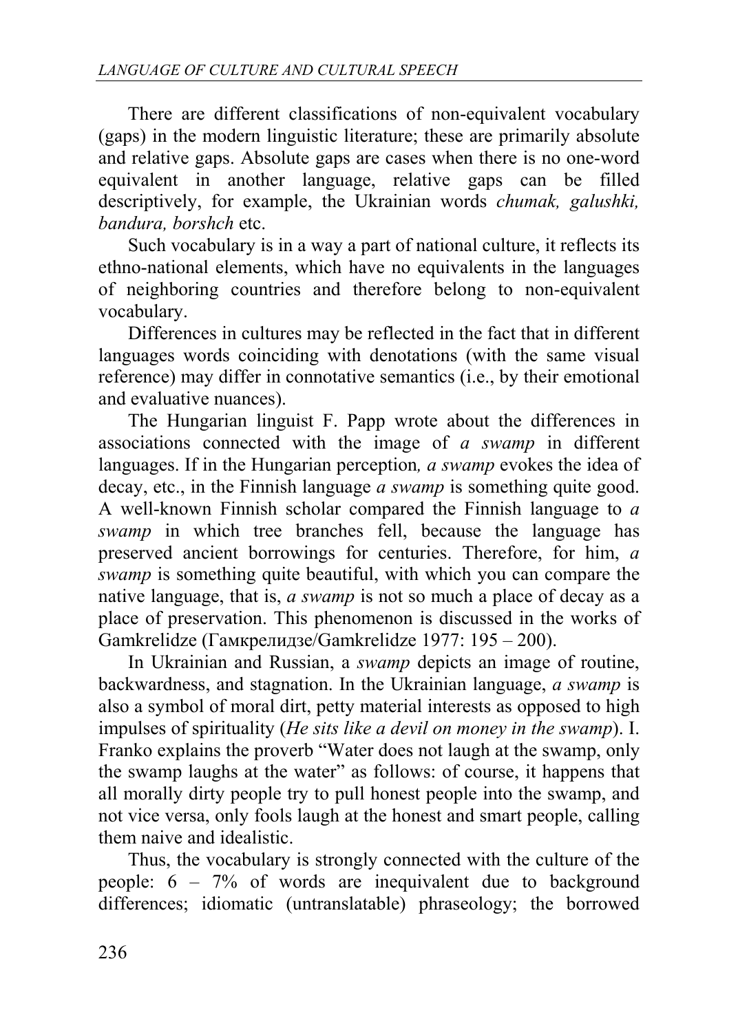There are different classifications of non-equivalent vocabulary (gaps) in the modern linguistic literature; these are primarily absolute and relative gaps. Absolute gaps are cases when there is no one-word equivalent in another language, relative gaps can be filled descriptively, for example, the Ukrainian words *chumak, galushki, bandura, borshch* etc.

Such vocabulary is in a way a part of national culture, it reflects its ethno-national elements, which have no equivalents in the languages of neighboring countries and therefore belong to non-equivalent vocabulary.

Differences in cultures may be reflected in the fact that in different languages words coinciding with denotations (with the same visual reference) may differ in connotative semantics (i.e., by their emotional and evaluative nuances).

The Hungarian linguist F. Papp wrote about the differences in associations connected with the image of *a swamp* in different languages. If in the Hungarian perception*, a swamp* evokes the idea of decay, etc., in the Finnish language *a swamp* is something quite good. A well-known Finnish scholar compared the Finnish language to *a swamp* in which tree branches fell, because the language has preserved ancient borrowings for centuries. Therefore, for him, *a swamp* is something quite beautiful, with which you can compare the native language, that is, *a swamp* is not so much a place of decay as a place of preservation. This phenomenon is discussed in the works of Gamkrelidze (Гамкрелидзе/Gamkrelidze 1977: 195 – 200).

In Ukrainian and Russian, a *swamp* depicts an image of routine, backwardness, and stagnation. In the Ukrainian language, *a swamp* is also a symbol of moral dirt, petty material interests as opposed to high impulses of spirituality (*He sits like a devil on money in the swamp*). I. Franko explains the proverb "Water does not laugh at the swamp, only the swamp laughs at the water" as follows: of course, it happens that all morally dirty people try to pull honest people into the swamp, and not vice versa, only fools laugh at the honest and smart people, calling them naive and idealistic.

Thus, the vocabulary is strongly connected with the culture of the people: 6 – 7% of words are inequivalent due to background differences; idiomatic (untranslatable) phraseology; the borrowed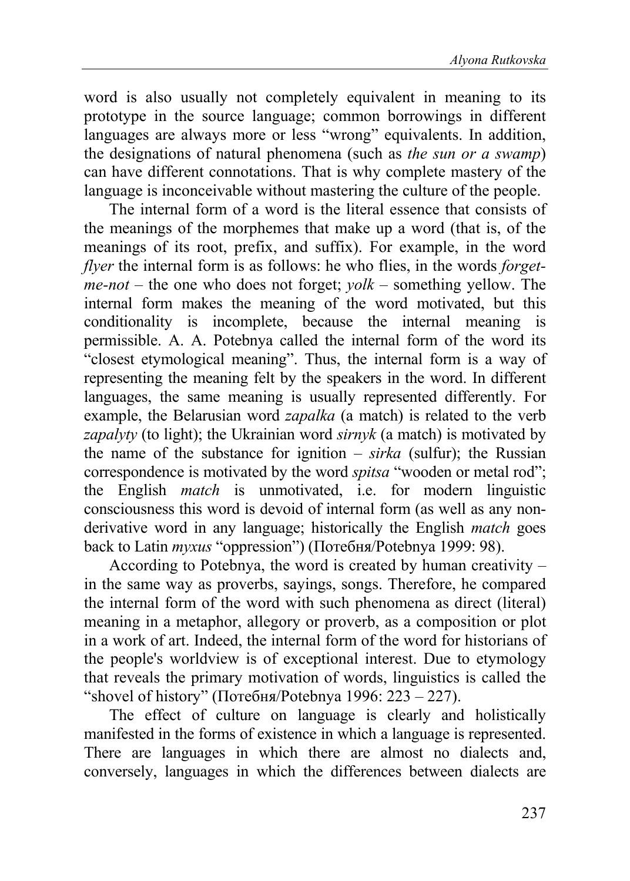word is also usually not completely equivalent in meaning to its prototype in the source language; common borrowings in different languages are always more or less "wrong" equivalents. In addition, the designations of natural phenomena (such as *the sun or a swamp*) can have different connotations. That is why complete mastery of the language is inconceivable without mastering the culture of the people.

The internal form of a word is the literal essence that consists of the meanings of the morphemes that make up a word (that is, of the meanings of its root, prefix, and suffix). For example, in the word *flyer* the internal form is as follows: he who flies, in the words *forget-me-not* – the one who does not forget; *yolk* – something yellow. The internal form makes the meaning of the word motivated, but this conditionality is incomplete, because the internal meaning is permissible. A. A. Potebnya called the internal form of the word its "closest etymological meaning". Thus, the internal form is a way of representing the meaning felt by the speakers in the word. In different languages, the same meaning is usually represented differently. For example, the Belarusian word *zapalka* (a match) is related to the verb *zapalyty* (to light); the Ukrainian word *sirnyk* (a match) is motivated by the name of the substance for ignition – *sirka* (sulfur); the Russian correspondence is motivated by the word *spitsa* "wooden or metal rod"; the English *match* is unmotivated, i.e. for modern linguistic consciousness this word is devoid of internal form (as well as any non-derivative word in any language; historically the English *match* goes back to Latin *myxus* "oppression") (Потебня/Potebnya 1999: 98).

According to Potebnya, the word is created by human creativity – in the same way as proverbs, sayings, songs. Therefore, he compared the internal form of the word with such phenomena as direct (literal) meaning in a metaphor, allegory or proverb, as a composition or plot in a work of art. Indeed, the internal form of the word for historians of the people's worldview is of exceptional interest. Due to etymology that reveals the primary motivation of words, linguistics is called the "shovel of history" (Потебня/Potebnya 1996: 223 – 227).

The effect of culture on language is clearly and holistically manifested in the forms of existence in which a language is represented. There are languages in which there are almost no dialects and, conversely, languages in which the differences between dialects are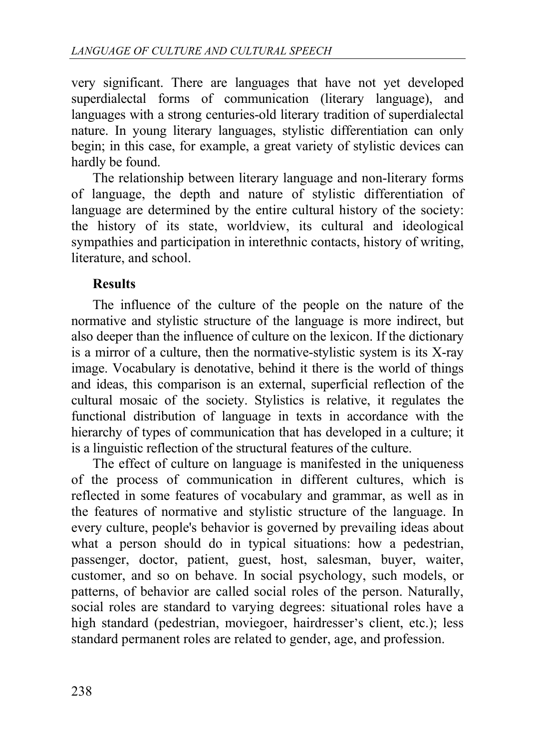very significant. There are languages that have not yet developed superdialectal forms of communication (literary language), and languages with a strong centuries-old literary tradition of superdialectal nature. In young literary languages, stylistic differentiation can only begin; in this case, for example, a great variety of stylistic devices can hardly be found.

The relationship between literary language and non-literary forms of language, the depth and nature of stylistic differentiation of language are determined by the entire cultural history of the society: the history of its state, worldview, its cultural and ideological sympathies and participation in interethnic contacts, history of writing, literature, and school.

**Results**

The influence of the culture of the people on the nature of the normative and stylistic structure of the language is more indirect, but also deeper than the influence of culture on the lexicon. If the dictionary is a mirror of a culture, then the normative-stylistic system is its X-ray image. Vocabulary is denotative, behind it there is the world of things and ideas, this comparison is an external, superficial reflection of the cultural mosaic of the society. Stylistics is relative, it regulates the functional distribution of language in texts in accordance with the hierarchy of types of communication that has developed in a culture; it is a linguistic reflection of the structural features of the culture.

The effect of culture on language is manifested in the uniqueness of the process of communication in different cultures, which is reflected in some features of vocabulary and grammar, as well as in the features of normative and stylistic structure of the language. In every culture, people's behavior is governed by prevailing ideas about what a person should do in typical situations: how a pedestrian, passenger, doctor, patient, guest, host, salesman, buyer, waiter, customer, and so on behave. In social psychology, such models, or patterns, of behavior are called social roles of the person. Naturally, social roles are standard to varying degrees: situational roles have a high standard (pedestrian, moviegoer, hairdresser's client, etc.); less standard permanent roles are related to gender, age, and profession.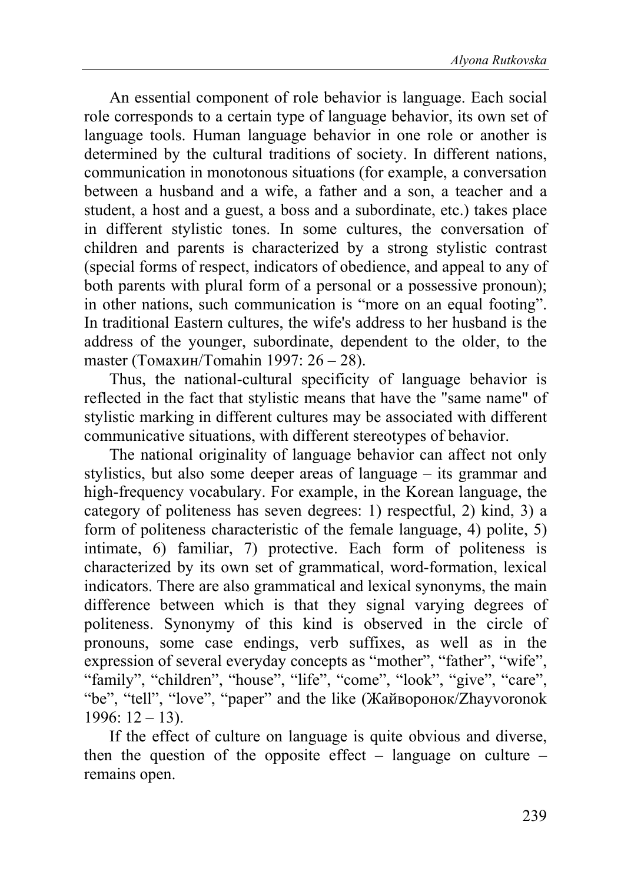An essential component of role behavior is language. Each social role corresponds to a certain type of language behavior, its own set of language tools. Human language behavior in one role or another is determined by the cultural traditions of society. In different nations, communication in monotonous situations (for example, a conversation between a husband and a wife, a father and a son, a teacher and a student, a host and a guest, a boss and a subordinate, etc.) takes place in different stylistic tones. In some cultures, the conversation of children and parents is characterized by a strong stylistic contrast (special forms of respect, indicators of obedience, and appeal to any of both parents with plural form of a personal or a possessive pronoun); in other nations, such communication is "more on an equal footing". In traditional Eastern cultures, the wife's address to her husband is the address of the younger, subordinate, dependent to the older, to the master (Томахин/Tomahin 1997: 26 – 28).

Thus, the national-cultural specificity of language behavior is reflected in the fact that stylistic means that have the "same name" of stylistic marking in different cultures may be associated with different communicative situations, with different stereotypes of behavior.

The national originality of language behavior can affect not only stylistics, but also some deeper areas of language – its grammar and high-frequency vocabulary. For example, in the Korean language, the category of politeness has seven degrees: 1) respectful, 2) kind, 3) a form of politeness characteristic of the female language, 4) polite, 5) intimate, 6) familiar, 7) protective. Each form of politeness is characterized by its own set of grammatical, word-formation, lexical indicators. There are also grammatical and lexical synonyms, the main difference between which is that they signal varying degrees of politeness. Synonymy of this kind is observed in the circle of pronouns, some case endings, verb suffixes, as well as in the expression of several everyday concepts as "mother", "father", "wife", "family", "children", "house", "life", "come", "look", "give", "care", "be", "tell", "love", "paper" and the like (Жайворонок/Zhayvoronok 1996: 12 – 13).

If the effect of culture on language is quite obvious and diverse, then the question of the opposite effect – language on culture – remains open.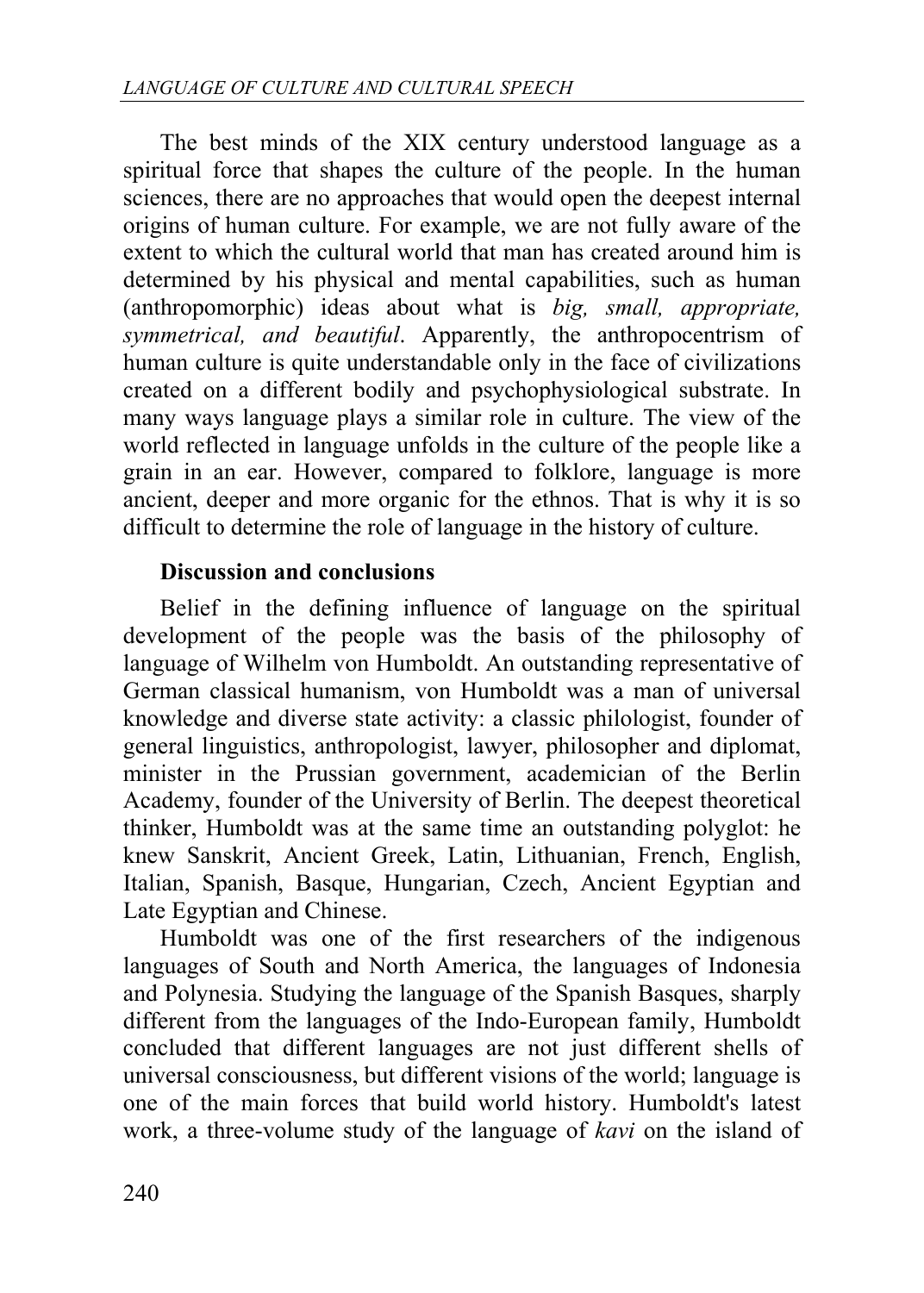The best minds of the XIX century understood language as a spiritual force that shapes the culture of the people. In the human sciences, there are no approaches that would open the deepest internal origins of human culture. For example, we are not fully aware of the extent to which the cultural world that man has created around him is determined by his physical and mental capabilities, such as human (anthropomorphic) ideas about what is *big, small, appropriate, symmetrical, and beautiful*. Apparently, the anthropocentrism of human culture is quite understandable only in the face of civilizations created on a different bodily and psychophysiological substrate. In many ways language plays a similar role in culture. The view of the world reflected in language unfolds in the culture of the people like a grain in an ear. However, compared to folklore, language is more ancient, deeper and more organic for the ethnos. That is why it is so difficult to determine the role of language in the history of culture.

## Discussion and conclusions

Belief in the defining influence of language on the spiritual development of the people was the basis of the philosophy of language of Wilhelm von Humboldt. An outstanding representative of German classical humanism, von Humboldt was a man of universal knowledge and diverse state activity: a classic philologist, founder of general linguistics, anthropologist, lawyer, philosopher and diplomat, minister in the Prussian government, academician of the Berlin Academy, founder of the University of Berlin. The deepest theoretical thinker, Humboldt was at the same time an outstanding polyglot: he knew Sanskrit, Ancient Greek, Latin, Lithuanian, French, English, Italian, Spanish, Basque, Hungarian, Czech, Ancient Egyptian and Late Egyptian and Chinese.

Humboldt was one of the first researchers of the indigenous languages of South and North America, the languages of Indonesia and Polynesia. Studying the language of the Spanish Basques, sharply different from the languages of the Indo-European family, Humboldt concluded that different languages are not just different shells of universal consciousness, but different visions of the world; language is one of the main forces that build world history. Humboldt's latest work, a three-volume study of the language of *kavi* on the island of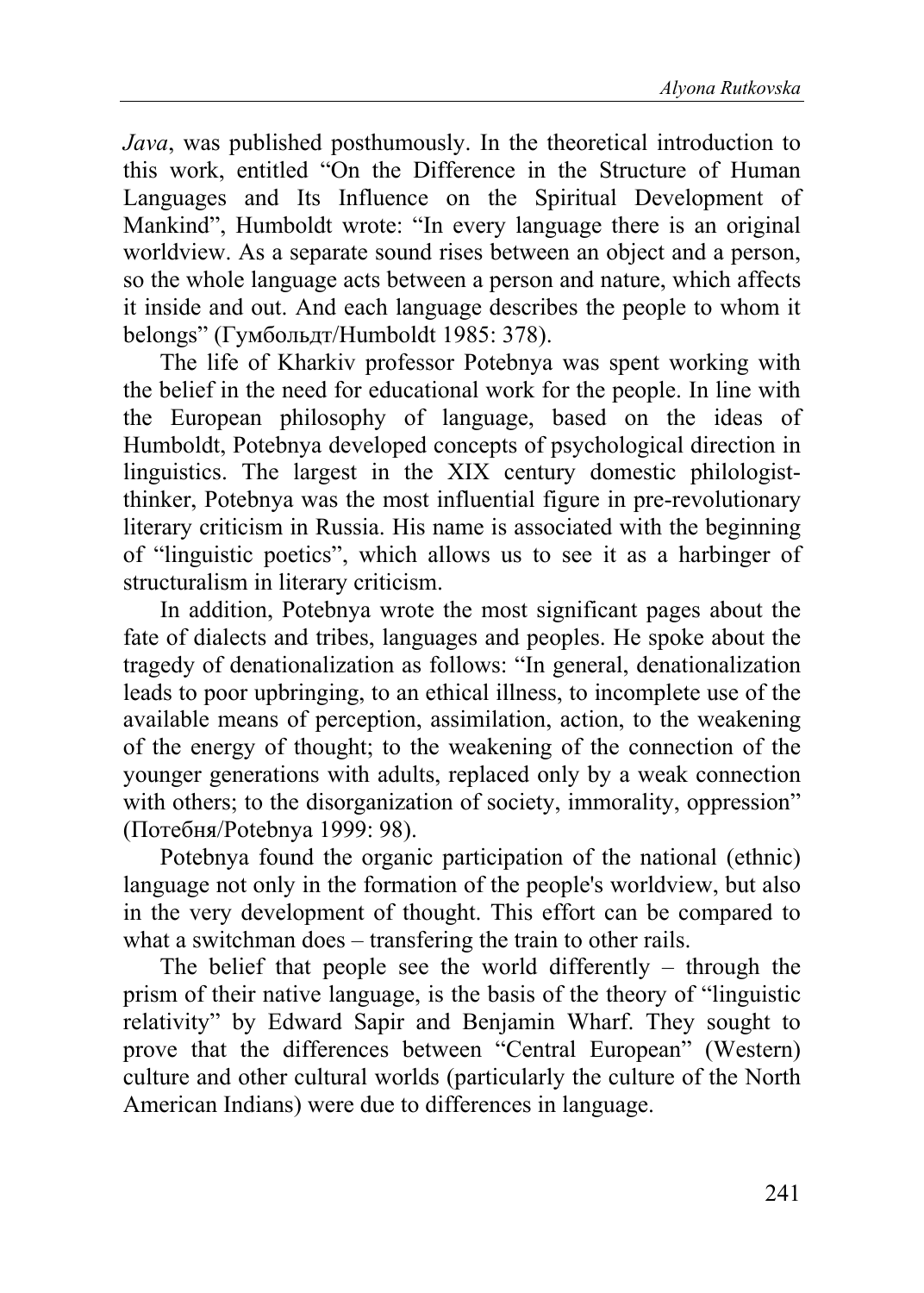*Java*, was published posthumously. In the theoretical introduction to this work, entitled "On the Difference in the Structure of Human Languages and Its Influence on the Spiritual Development of Mankind", Humboldt wrote: "In every language there is an original worldview. As a separate sound rises between an object and a person, so the whole language acts between a person and nature, which affects it inside and out. And each language describes the people to whom it belongs" (Гумбольдт/Humboldt 1985: 378).

The life of Kharkiv professor Potebnya was spent working with the belief in the need for educational work for the people. In line with the European philosophy of language, based on the ideas of Humboldt, Potebnya developed concepts of psychological direction in linguistics. The largest in the XIX century domestic philologist-thinker, Potebnya was the most influential figure in pre-revolutionary literary criticism in Russia. His name is associated with the beginning of "linguistic poetics", which allows us to see it as a harbinger of structuralism in literary criticism.

In addition, Potebnya wrote the most significant pages about the fate of dialects and tribes, languages and peoples. He spoke about the tragedy of denationalization as follows: "In general, denationalization leads to poor upbringing, to an ethical illness, to incomplete use of the available means of perception, assimilation, action, to the weakening of the energy of thought; to the weakening of the connection of the younger generations with adults, replaced only by a weak connection with others; to the disorganization of society, immorality, oppression" (Потебня/Potebnya 1999: 98).

Potebnya found the organic participation of the national (ethnic) language not only in the formation of the people's worldview, but also in the very development of thought. This effort can be compared to what a switchman does – transfering the train to other rails.

The belief that people see the world differently – through the prism of their native language, is the basis of the theory of "linguistic relativity" by Edward Sapir and Benjamin Wharf. They sought to prove that the differences between "Central European" (Western) culture and other cultural worlds (particularly the culture of the North American Indians) were due to differences in language.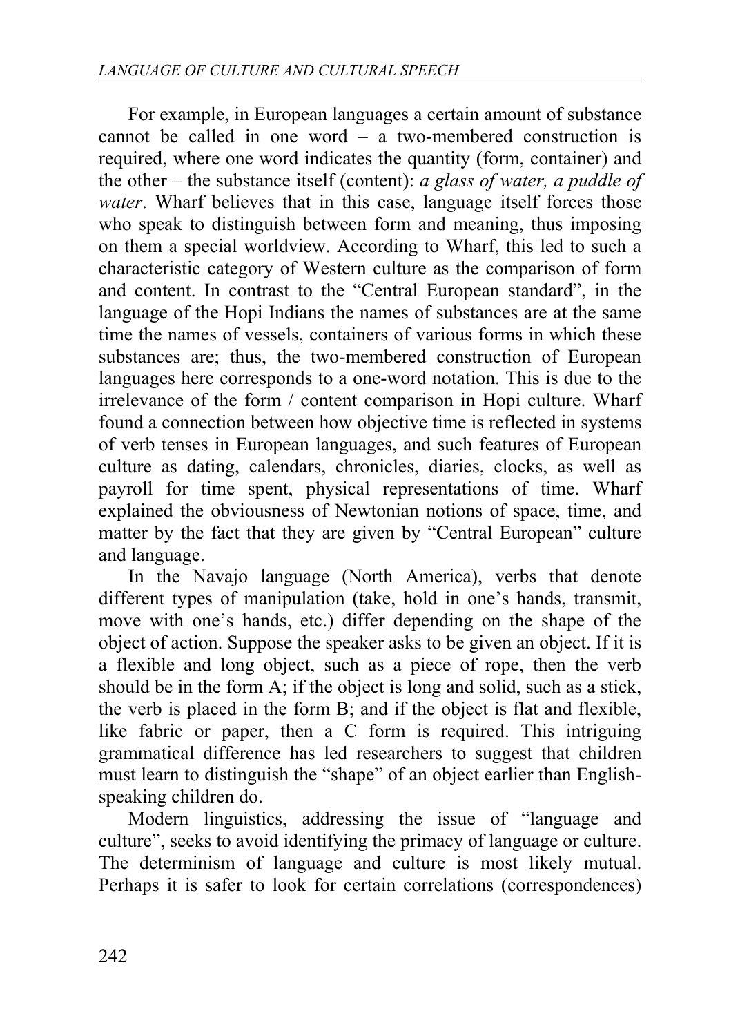For example, in European languages a certain amount of substance cannot be called in one word – a two-membered construction is required, where one word indicates the quantity (form, container) and the other – the substance itself (content): *a glass of water, a puddle of water*. Wharf believes that in this case, language itself forces those who speak to distinguish between form and meaning, thus imposing on them a special worldview. According to Wharf, this led to such a characteristic category of Western culture as the comparison of form and content. In contrast to the "Central European standard", in the language of the Hopi Indians the names of substances are at the same time the names of vessels, containers of various forms in which these substances are; thus, the two-membered construction of European languages here corresponds to a one-word notation. This is due to the irrelevance of the form / content comparison in Hopi culture. Wharf found a connection between how objective time is reflected in systems of verb tenses in European languages, and such features of European culture as dating, calendars, chronicles, diaries, clocks, as well as payroll for time spent, physical representations of time. Wharf explained the obviousness of Newtonian notions of space, time, and matter by the fact that they are given by "Central European" culture and language.

In the Navajo language (North America), verbs that denote different types of manipulation (take, hold in one's hands, transmit, move with one's hands, etc.) differ depending on the shape of the object of action. Suppose the speaker asks to be given an object. If it is a flexible and long object, such as a piece of rope, then the verb should be in the form A; if the object is long and solid, such as a stick, the verb is placed in the form B; and if the object is flat and flexible, like fabric or paper, then a C form is required. This intriguing grammatical difference has led researchers to suggest that children must learn to distinguish the "shape" of an object earlier than English-speaking children do.

Modern linguistics, addressing the issue of "language and culture", seeks to avoid identifying the primacy of language or culture. The determinism of language and culture is most likely mutual. Perhaps it is safer to look for certain correlations (correspondences)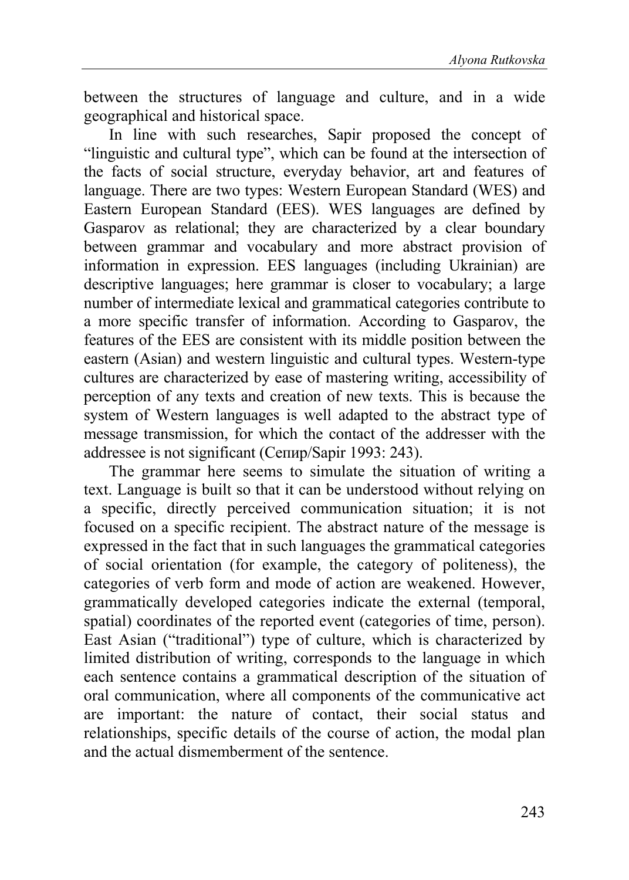between the structures of language and culture, and in a wide geographical and historical space.

In line with such researches, Sapir proposed the concept of "linguistic and cultural type", which can be found at the intersection of the facts of social structure, everyday behavior, art and features of language. There are two types: Western European Standard (WES) and Eastern European Standard (EES). WES languages are defined by Gasparov as relational; they are characterized by a clear boundary between grammar and vocabulary and more abstract provision of information in expression. EES languages (including Ukrainian) are descriptive languages; here grammar is closer to vocabulary; a large number of intermediate lexical and grammatical categories contribute to a more specific transfer of information. According to Gasparov, the features of the EES are consistent with its middle position between the eastern (Asian) and western linguistic and cultural types. Western-type cultures are characterized by ease of mastering writing, accessibility of perception of any texts and creation of new texts. This is because the system of Western languages is well adapted to the abstract type of message transmission, for which the contact of the addresser with the addressee is not significant (Сепир/Sapir 1993: 243).

The grammar here seems to simulate the situation of writing a text. Language is built so that it can be understood without relying on a specific, directly perceived communication situation; it is not focused on a specific recipient. The abstract nature of the message is expressed in the fact that in such languages the grammatical categories of social orientation (for example, the category of politeness), the categories of verb form and mode of action are weakened. However, grammatically developed categories indicate the external (temporal, spatial) coordinates of the reported event (categories of time, person). East Asian ("traditional") type of culture, which is characterized by limited distribution of writing, corresponds to the language in which each sentence contains a grammatical description of the situation of oral communication, where all components of the communicative act are important: the nature of contact, their social status and relationships, specific details of the course of action, the modal plan and the actual dismemberment of the sentence.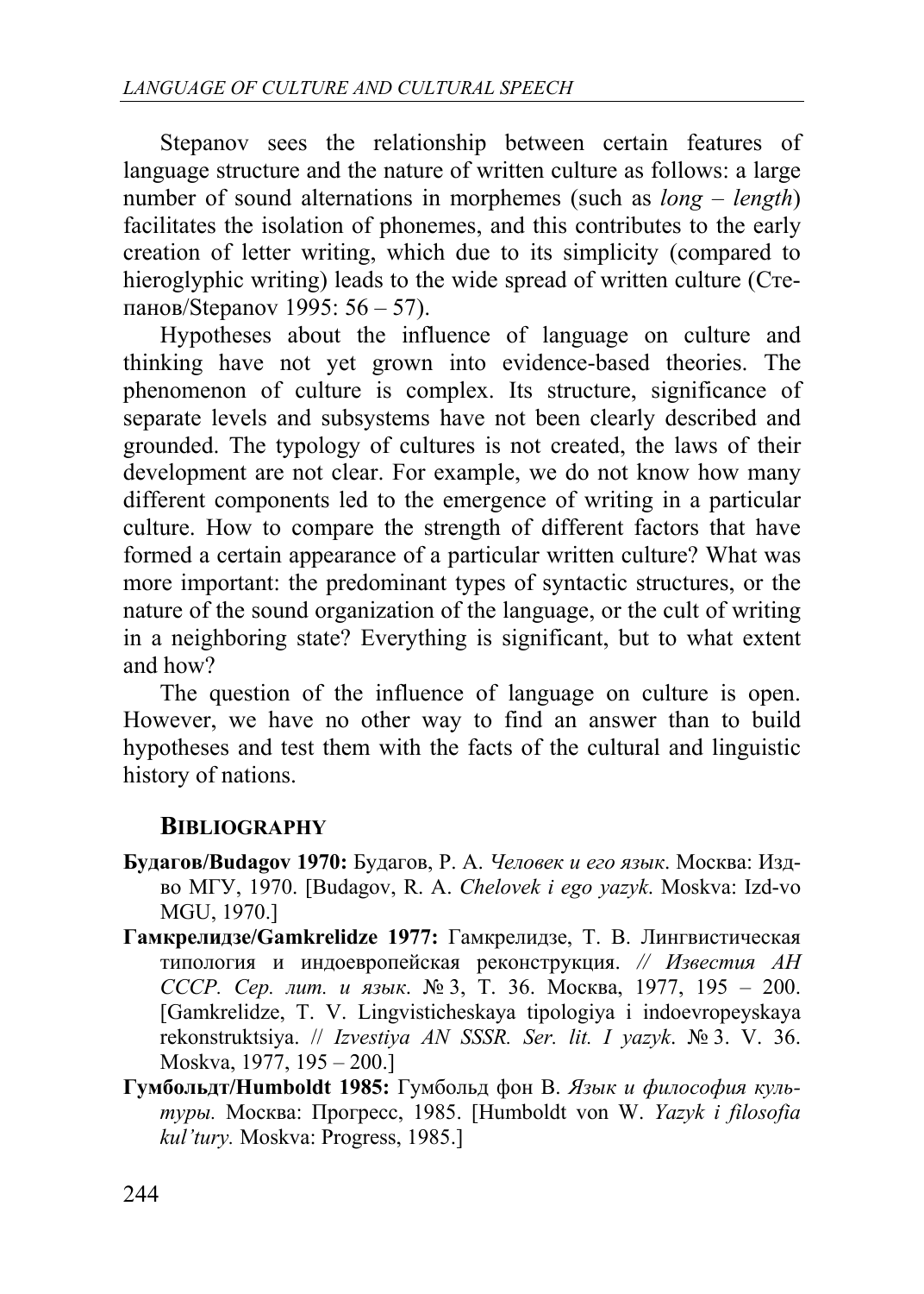Stepanov sees the relationship between certain features of language structure and the nature of written culture as follows: a large number of sound alternations in morphemes (such as *long* – *length*) facilitates the isolation of phonemes, and this contributes to the early creation of letter writing, which due to its simplicity (compared to hieroglyphic writing) leads to the wide spread of written culture (Степанов/Stepanov 1995: 56 – 57).

Hypotheses about the influence of language on culture and thinking have not yet grown into evidence-based theories. The phenomenon of culture is complex. Its structure, significance of separate levels and subsystems have not been clearly described and grounded. The typology of cultures is not created, the laws of their development are not clear. For example, we do not know how many different components led to the emergence of writing in a particular culture. How to compare the strength of different factors that have formed a certain appearance of a particular written culture? What was more important: the predominant types of syntactic structures, or the nature of the sound organization of the language, or the cult of writing in a neighboring state? Everything is significant, but to what extent and how?

The question of the influence of language on culture is open. However, we have no other way to find an answer than to build hypotheses and test them with the facts of the cultural and linguistic history of nations.

## BIBLIOGRAPHY

**Будагов/Budagov 1970:** Будагов, Р. А. *Человек и его язык*. Москва: Изд-во МГУ, 1970. [Budagov, R. A. *Chelovek i ego yazyk*. Moskva: Izd-vo MGU, 1970.]

**Гамкрелидзе/Gamkrelidze 1977:** Гамкрелидзе, Т. В. Лингвистическая типология и индоевропейская реконструкция. // *Известия АН СССР. Сер. лит. и язык*. № 3, Т. 36. Москва, 1977, 195 – 200. [Gamkrelidze, T. V. Lingvisticheskaya tipologiya i indoevropeyskaya rekonstruktsiya. // *Izvestiya AN SSSR. Ser. lit. I yazyk*. № 3. V. 36. Moskva, 1977, 195 – 200.]

**Гумбольдт/Humboldt 1985:** Гумбольд фон В. *Язык и философия культуры.* Москва: Прогресс, 1985. [Humboldt von W. *Yazyk i filosofia kul'tury.* Moskva: Progress, 1985.]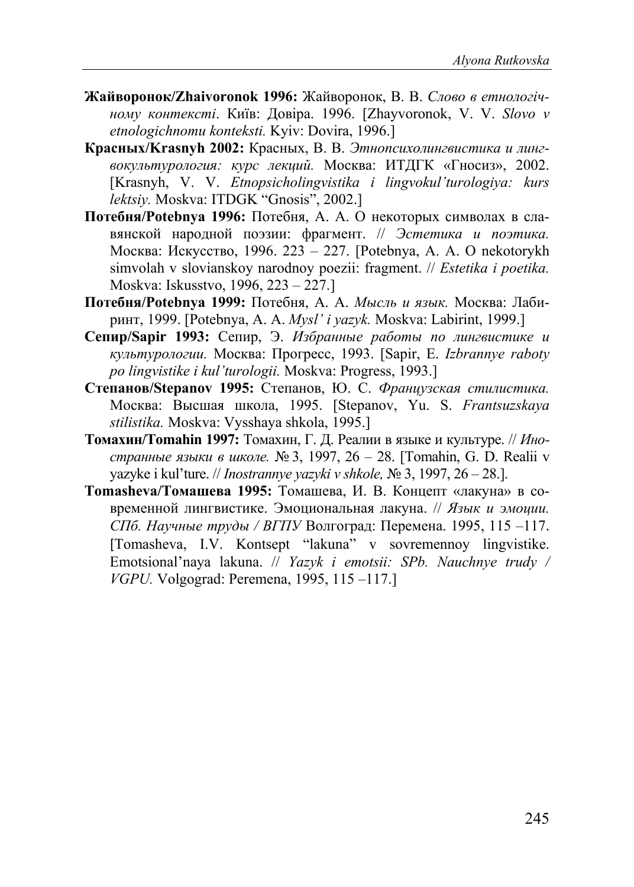**Жайворонок/Zhaivoronok 1996:** Жайворонок, В. В. *Слово в етнологічному контексті*. Київ: Довіра. 1996. [Zhayvoronok, V. V. *Slovo v etnologichnomu konteksti.* Kyiv: Dovira, 1996.]

**Красных/Krasnyh 2002:** Красных, В. В. *Этнопсихолингвистика и лингвокультурология: курс лекций.* Москва: ИТДГК «Гносиз», 2002. [Krasnyh, V. V. *Etnopsicholingvistika i lingvokul'turologiya: kurs lektsiy.* Moskva: ITDGK "Gnosis", 2002.]

**Потебня/Potebnya 1996:** Потебня, А. А. О некоторых символах в славянской народной поэзии: фрагмент. // *Эстетика и поэтика.* Москва: Искусство, 1996. 223 – 227. [Potebnya, A. A. O nekotorykh simvolah v slovianskoy narodnoy poezii: fragment. // *Estetika i poetika.* Moskva: Iskusstvo, 1996, 223 – 227.]

**Потебня/Potebnya 1999:** Потебня, А. А. *Мысль и язык.* Москва: Лабиринт, 1999. [Potebnya, A. A. *Mysl' i yazyk.* Moskva: Labirint, 1999.]

**Сепир/Sapir 1993:** Сепир, Э. *Избранные работы по лингвистике и культурологии.* Москва: Прогресс, 1993. [Sapir, E. *Izbrannye raboty po lingvistike i kul'turologii.* Moskva: Progress, 1993.]

**Степанов/Stepanov 1995:** Степанов, Ю. С. *Французская стилистика.* Москва: Высшая школа, 1995. [Stepanov, Yu. S. *Frantsuzskaya stilistika.* Moskva: Vysshaya shkola, 1995.]

**Томахин/Tomahin 1997:** Томахин, Г. Д. Реалии в языке и культуре. // *Иностранные языки в школе.* № 3, 1997, 26 – 28. [Tomahin, G. D. Realii v yazyke i kul'ture. // *Inostrannye yazyki v shkole,* № 3, 1997, 26 – 28.].

**Tomasheva/Томашева 1995:** Томашева, И. В. Концепт «лакуна» в современной лингвистике. Эмоциональная лакуна. // *Язык и эмоции. СПб. Научные труды / ВГПУ* Волгоград: Перемена. 1995, 115 –117. [Tomasheva, I.V. Kontsept "lakuna" v sovremennoy lingvistike. Emotsional'naya lakuna. // *Yazyk i emotsii: SPb. Nauchnye trudy / VGPU.* Volgograd: Peremena, 1995, 115 –117.]